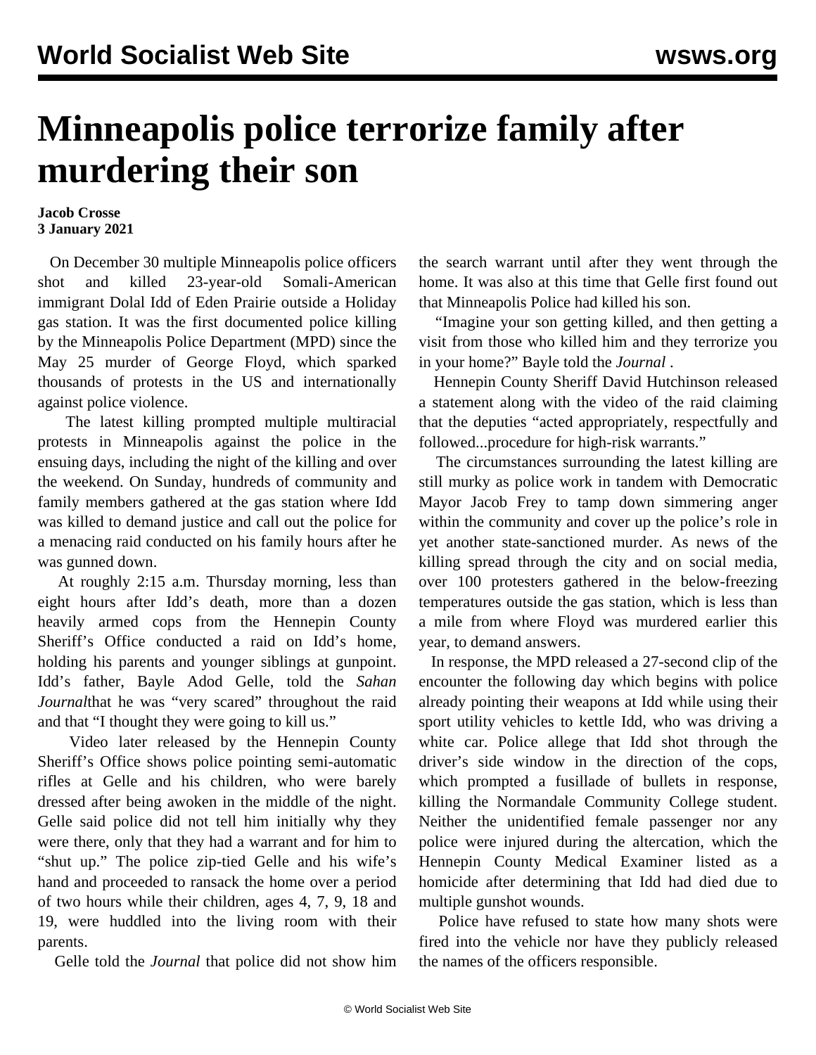# Minneapolis police terrorize family after murdering their son

**Jacob Crosse**
**3 January 2021**

On December 30 multiple Minneapolis police officers shot and killed 23-year-old Somali-American immigrant Dolal Idd of Eden Prairie outside a Holiday gas station. It was the first documented police killing by the Minneapolis Police Department (MPD) since the May 25 murder of George Floyd, which sparked thousands of protests in the US and internationally against police violence.

The latest killing prompted multiple multiracial protests in Minneapolis against the police in the ensuing days, including the night of the killing and over the weekend. On Sunday, hundreds of community and family members gathered at the gas station where Idd was killed to demand justice and call out the police for a menacing raid conducted on his family hours after he was gunned down.

At roughly 2:15 a.m. Thursday morning, less than eight hours after Idd's death, more than a dozen heavily armed cops from the Hennepin County Sheriff's Office conducted a raid on Idd's home, holding his parents and younger siblings at gunpoint. Idd's father, Bayle Adod Gelle, told the *Sahan Journal*that he was "very scared" throughout the raid and that "I thought they were going to kill us."

Video later released by the Hennepin County Sheriff's Office shows police pointing semi-automatic rifles at Gelle and his children, who were barely dressed after being awoken in the middle of the night. Gelle said police did not tell him initially why they were there, only that they had a warrant and for him to "shut up." The police zip-tied Gelle and his wife's hand and proceeded to ransack the home over a period of two hours while their children, ages 4, 7, 9, 18 and 19, were huddled into the living room with their parents.

Gelle told the *Journal* that police did not show him the search warrant until after they went through the home. It was also at this time that Gelle first found out that Minneapolis Police had killed his son.

"Imagine your son getting killed, and then getting a visit from those who killed him and they terrorize you in your home?" Bayle told the *Journal* .

Hennepin County Sheriff David Hutchinson released a statement along with the video of the raid claiming that the deputies "acted appropriately, respectfully and followed...procedure for high-risk warrants."

The circumstances surrounding the latest killing are still murky as police work in tandem with Democratic Mayor Jacob Frey to tamp down simmering anger within the community and cover up the police's role in yet another state-sanctioned murder. As news of the killing spread through the city and on social media, over 100 protesters gathered in the below-freezing temperatures outside the gas station, which is less than a mile from where Floyd was murdered earlier this year, to demand answers.

In response, the MPD released a 27-second clip of the encounter the following day which begins with police already pointing their weapons at Idd while using their sport utility vehicles to kettle Idd, who was driving a white car. Police allege that Idd shot through the driver's side window in the direction of the cops, which prompted a fusillade of bullets in response, killing the Normandale Community College student. Neither the unidentified female passenger nor any police were injured during the altercation, which the Hennepin County Medical Examiner listed as a homicide after determining that Idd had died due to multiple gunshot wounds.

Police have refused to state how many shots were fired into the vehicle nor have they publicly released the names of the officers responsible.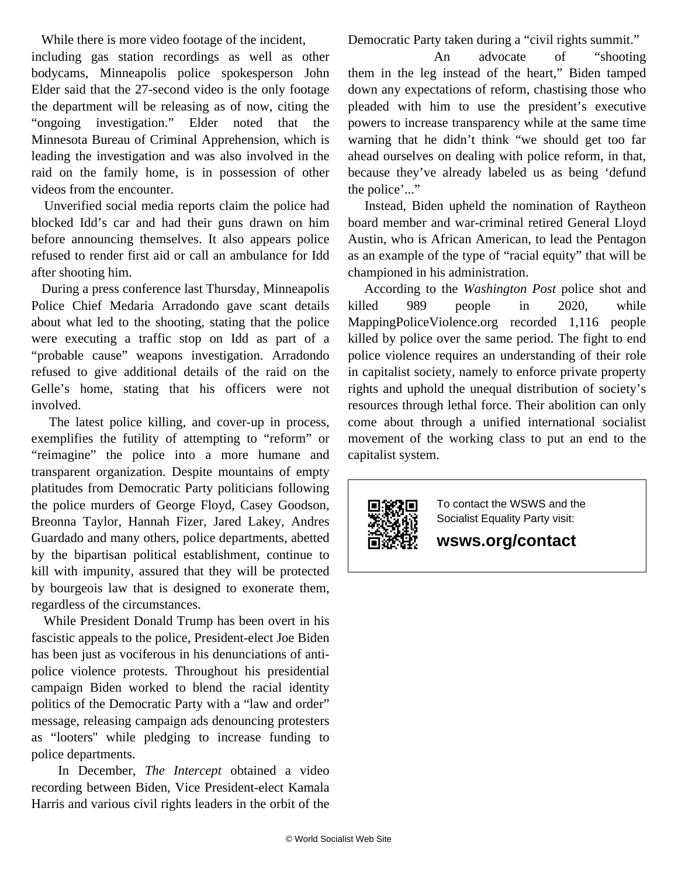While there is more video footage of the incident, including gas station recordings as well as other bodycams, Minneapolis police spokesperson John Elder said that the 27-second video is the only footage the department will be releasing as of now, citing the "ongoing investigation." Elder noted that the Minnesota Bureau of Criminal Apprehension, which is leading the investigation and was also involved in the raid on the family home, is in possession of other videos from the encounter.

Unverified social media reports claim the police had blocked Idd's car and had their guns drawn on him before announcing themselves. It also appears police refused to render first aid or call an ambulance for Idd after shooting him.

During a press conference last Thursday, Minneapolis Police Chief Medaria Arradondo gave scant details about what led to the shooting, stating that the police were executing a traffic stop on Idd as part of a "probable cause" weapons investigation. Arradondo refused to give additional details of the raid on the Gelle's home, stating that his officers were not involved.

The latest police killing, and cover-up in process, exemplifies the futility of attempting to "reform" or "reimagine" the police into a more humane and transparent organization. Despite mountains of empty platitudes from Democratic Party politicians following the police murders of George Floyd, Casey Goodson, Breonna Taylor, Hannah Fizer, Jared Lakey, Andres Guardado and many others, police departments, abetted by the bipartisan political establishment, continue to kill with impunity, assured that they will be protected by bourgeois law that is designed to exonerate them, regardless of the circumstances.

While President Donald Trump has been overt in his fascistic appeals to the police, President-elect Joe Biden has been just as vociferous in his denunciations of anti-police violence protests. Throughout his presidential campaign Biden worked to blend the racial identity politics of the Democratic Party with a "law and order" message, releasing campaign ads denouncing protesters as "looters" while pledging to increase funding to police departments.

In December, *The Intercept* obtained a video recording between Biden, Vice President-elect Kamala Harris and various civil rights leaders in the orbit of the Democratic Party taken during a "civil rights summit."

An advocate of "shooting them in the leg instead of the heart," Biden tamped down any expectations of reform, chastising those who pleaded with him to use the president's executive powers to increase transparency while at the same time warning that he didn't think "we should get too far ahead ourselves on dealing with police reform, in that, because they've already labeled us as being 'defund the police'..."

Instead, Biden upheld the nomination of Raytheon board member and war-criminal retired General Lloyd Austin, who is African American, to lead the Pentagon as an example of the type of "racial equity" that will be championed in his administration.

According to the *Washington Post* police shot and killed 989 people in 2020, while MappingPoliceViolence.org recorded 1,116 people killed by police over the same period. The fight to end police violence requires an understanding of their role in capitalist society, namely to enforce private property rights and uphold the unequal distribution of society's resources through lethal force. Their abolition can only come about through a unified international socialist movement of the working class to put an end to the capitalist system.

To contact the WSWS and the Socialist Equality Party visit:

**wsws.org/contact**